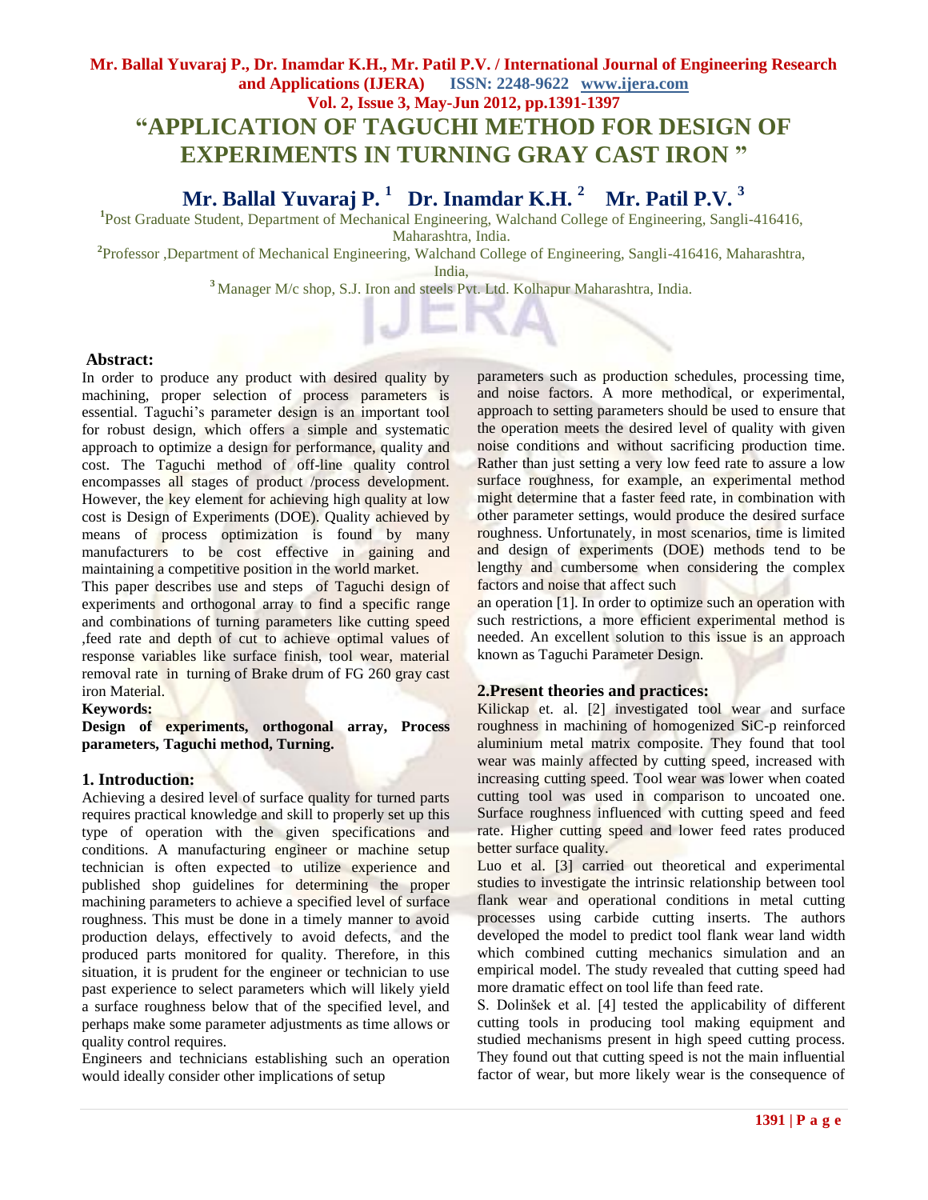# "APPLICATION OF TAGUCHI METHOD FOR DESIGN OF EXPERIMENTS IN TURNING GRAY CAST IRON "

**Mr. Ballal Yuvaraj P.** [1] **Dr. Inamdar K.H.** [2] **Mr. Patil P.V.** [3]

[1]Post Graduate Student, Department of Mechanical Engineering, Walchand College of Engineering, Sangli-416416, Maharashtra, India.

[2]Professor ,Department of Mechanical Engineering, Walchand College of Engineering, Sangli-416416, Maharashtra, India,

[3] Manager M/c shop, S.J. Iron and steels Pvt. Ltd. Kolhapur Maharashtra, India.

## Abstract:

In order to produce any product with desired quality by machining, proper selection of process parameters is essential. Taguchi's parameter design is an important tool for robust design, which offers a simple and systematic approach to optimize a design for performance, quality and cost. The Taguchi method of off-line quality control encompasses all stages of product /process development. However, the key element for achieving high quality at low cost is Design of Experiments (DOE). Quality achieved by means of process optimization is found by many manufacturers to be cost effective in gaining and maintaining a competitive position in the world market.

This paper describes use and steps of Taguchi design of experiments and orthogonal array to find a specific range and combinations of turning parameters like cutting speed ,feed rate and depth of cut to achieve optimal values of response variables like surface finish, tool wear, material removal rate in turning of Brake drum of FG 260 gray cast iron Material.

**Keywords:**

**Design of experiments, orthogonal array, Process parameters, Taguchi method, Turning.**

## 1. Introduction:

Achieving a desired level of surface quality for turned parts requires practical knowledge and skill to properly set up this type of operation with the given specifications and conditions. A manufacturing engineer or machine setup technician is often expected to utilize experience and published shop guidelines for determining the proper machining parameters to achieve a specified level of surface roughness. This must be done in a timely manner to avoid production delays, effectively to avoid defects, and the produced parts monitored for quality. Therefore, in this situation, it is prudent for the engineer or technician to use past experience to select parameters which will likely yield a surface roughness below that of the specified level, and perhaps make some parameter adjustments as time allows or quality control requires.

Engineers and technicians establishing such an operation would ideally consider other implications of setup parameters such as production schedules, processing time, and noise factors. A more methodical, or experimental, approach to setting parameters should be used to ensure that the operation meets the desired level of quality with given noise conditions and without sacrificing production time. Rather than just setting a very low feed rate to assure a low surface roughness, for example, an experimental method might determine that a faster feed rate, in combination with other parameter settings, would produce the desired surface roughness. Unfortunately, in most scenarios, time is limited and design of experiments (DOE) methods tend to be lengthy and cumbersome when considering the complex factors and noise that affect such an operation [1]. In order to optimize such an operation with such restrictions, a more efficient experimental method is needed. An excellent solution to this issue is an approach known as Taguchi Parameter Design.

## 2.Present theories and practices:

Kilickap et. al. [2] investigated tool wear and surface roughness in machining of homogenized SiC-p reinforced aluminium metal matrix composite. They found that tool wear was mainly affected by cutting speed, increased with increasing cutting speed. Tool wear was lower when coated cutting tool was used in comparison to uncoated one. Surface roughness influenced with cutting speed and feed rate. Higher cutting speed and lower feed rates produced better surface quality.

Luo et al. [3] carried out theoretical and experimental studies to investigate the intrinsic relationship between tool flank wear and operational conditions in metal cutting processes using carbide cutting inserts. The authors developed the model to predict tool flank wear land width which combined cutting mechanics simulation and an empirical model. The study revealed that cutting speed had more dramatic effect on tool life than feed rate.

S. Dolinšek et al. [4] tested the applicability of different cutting tools in producing tool making equipment and studied mechanisms present in high speed cutting process. They found out that cutting speed is not the main influential factor of wear, but more likely wear is the consequence of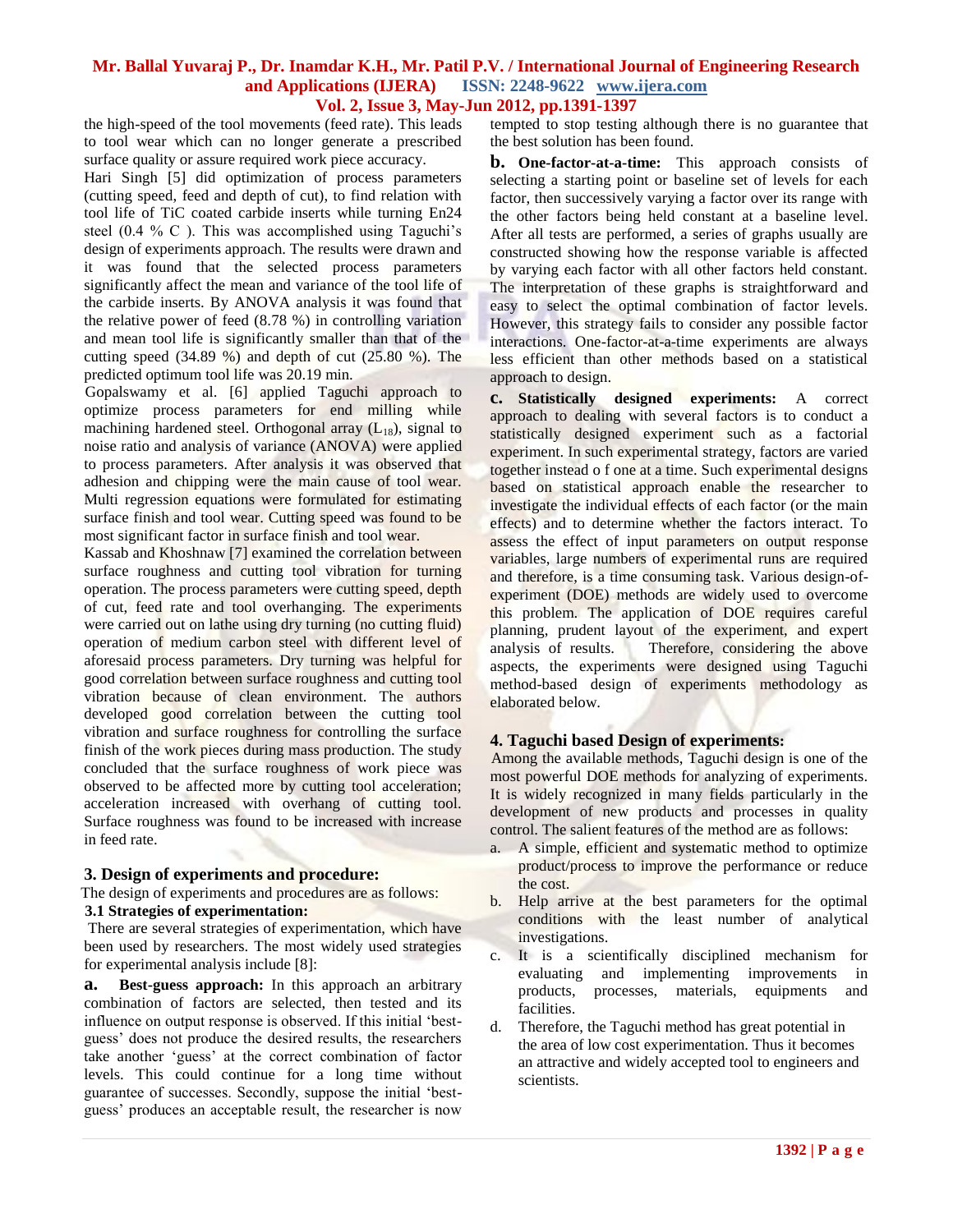the high-speed of the tool movements (feed rate). This leads to tool wear which can no longer generate a prescribed surface quality or assure required work piece accuracy.

Hari Singh [5] did optimization of process parameters (cutting speed, feed and depth of cut), to find relation with tool life of TiC coated carbide inserts while turning En24 steel (0.4 % C ). This was accomplished using Taguchi's design of experiments approach. The results were drawn and it was found that the selected process parameters significantly affect the mean and variance of the tool life of the carbide inserts. By ANOVA analysis it was found that the relative power of feed (8.78 %) in controlling variation and mean tool life is significantly smaller than that of the cutting speed (34.89 %) and depth of cut (25.80 %). The predicted optimum tool life was 20.19 min.

Gopalswamy et al. [6] applied Taguchi approach to optimize process parameters for end milling while machining hardened steel. Orthogonal array ($L_{18}$), signal to noise ratio and analysis of variance (ANOVA) were applied to process parameters. After analysis it was observed that adhesion and chipping were the main cause of tool wear. Multi regression equations were formulated for estimating surface finish and tool wear. Cutting speed was found to be most significant factor in surface finish and tool wear.

Kassab and Khoshnaw [7] examined the correlation between surface roughness and cutting tool vibration for turning operation. The process parameters were cutting speed, depth of cut, feed rate and tool overhanging. The experiments were carried out on lathe using dry turning (no cutting fluid) operation of medium carbon steel with different level of aforesaid process parameters. Dry turning was helpful for good correlation between surface roughness and cutting tool vibration because of clean environment. The authors developed good correlation between the cutting tool vibration and surface roughness for controlling the surface finish of the work pieces during mass production. The study concluded that the surface roughness of work piece was observed to be affected more by cutting tool acceleration; acceleration increased with overhang of cutting tool. Surface roughness was found to be increased with increase in feed rate.

## 3. Design of experiments and procedure:

The design of experiments and procedures are as follows:

### 3.1 Strategies of experimentation:

There are several strategies of experimentation, which have been used by researchers. The most widely used strategies for experimental analysis include [8]:

**a. Best-guess approach:** In this approach an arbitrary combination of factors are selected, then tested and its influence on output response is observed. If this initial 'best-guess' does not produce the desired results, the researchers take another 'guess' at the correct combination of factor levels. This could continue for a long time without guarantee of successes. Secondly, suppose the initial 'best-guess' produces an acceptable result, the researcher is now tempted to stop testing although there is no guarantee that the best solution has been found.

**b. One-factor-at-a-time:** This approach consists of selecting a starting point or baseline set of levels for each factor, then successively varying a factor over its range with the other factors being held constant at a baseline level. After all tests are performed, a series of graphs usually are constructed showing how the response variable is affected by varying each factor with all other factors held constant. The interpretation of these graphs is straightforward and easy to select the optimal combination of factor levels. However, this strategy fails to consider any possible factor interactions. One-factor-at-a-time experiments are always less efficient than other methods based on a statistical approach to design.

**c. Statistically designed experiments:** A correct approach to dealing with several factors is to conduct a statistically designed experiment such as a factorial experiment. In such experimental strategy, factors are varied together instead o f one at a time. Such experimental designs based on statistical approach enable the researcher to investigate the individual effects of each factor (or the main effects) and to determine whether the factors interact. To assess the effect of input parameters on output response variables, large numbers of experimental runs are required and therefore, is a time consuming task. Various design-of-experiment (DOE) methods are widely used to overcome this problem. The application of DOE requires careful planning, prudent layout of the experiment, and expert analysis of results. Therefore, considering the above aspects, the experiments were designed using Taguchi method-based design of experiments methodology as elaborated below.

## 4. Taguchi based Design of experiments:

Among the available methods, Taguchi design is one of the most powerful DOE methods for analyzing of experiments. It is widely recognized in many fields particularly in the development of new products and processes in quality control. The salient features of the method are as follows:

a. A simple, efficient and systematic method to optimize product/process to improve the performance or reduce the cost.
b. Help arrive at the best parameters for the optimal conditions with the least number of analytical investigations.
c. It is a scientifically disciplined mechanism for evaluating and implementing improvements in products, processes, materials, equipments and facilities.
d. Therefore, the Taguchi method has great potential in the area of low cost experimentation. Thus it becomes an attractive and widely accepted tool to engineers and scientists.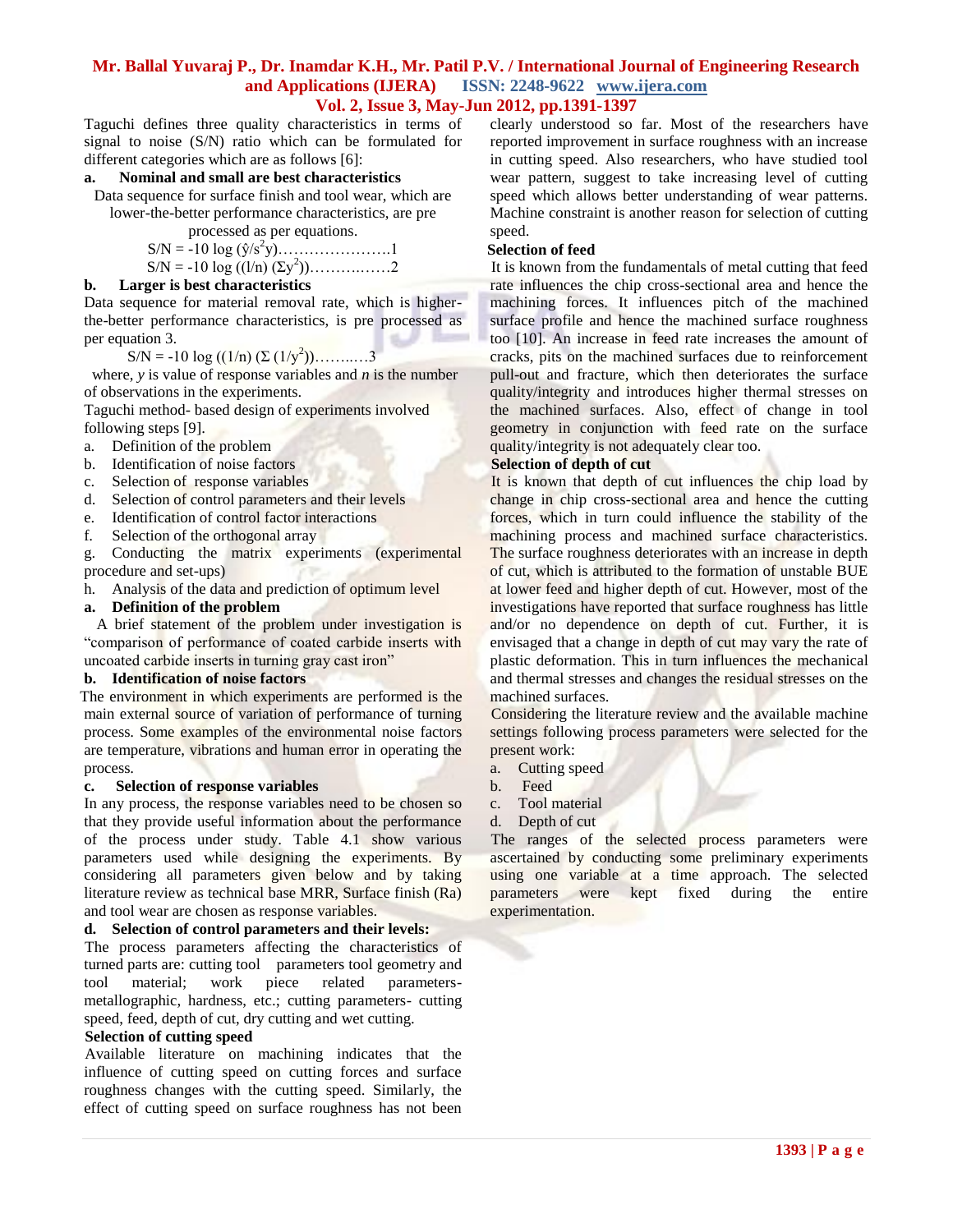Taguchi defines three quality characteristics in terms of signal to noise (S/N) ratio which can be formulated for different categories which are as follows [6]:

**a. Nominal and small are best characteristics**

Data sequence for surface finish and tool wear, which are lower-the-better performance characteristics, are pre processed as per equations.

$$S/N = -10 \log (\hat{y}/s^2 y) \ldots\ldots\ldots\ldots\ldots\ldots 1$$

$$S/N = -10 \log ((l/n) (\Sigma y^2)) \ldots\ldots\ldots\ldots\ldots 2$$

**b. Larger is best characteristics**

Data sequence for material removal rate, which is higher-the-better performance characteristics, is pre processed as per equation 3.

$$S/N = -10 \log ((1/n) (\Sigma (1/y^2)) \ldots\ldots\ldots 3$$

where, $y$ is value of response variables and $n$ is the number of observations in the experiments.

Taguchi method- based design of experiments involved following steps [9].

a. Definition of the problem
b. Identification of noise factors
c. Selection of response variables
d. Selection of control parameters and their levels
e. Identification of control factor interactions
f. Selection of the orthogonal array
g. Conducting the matrix experiments (experimental procedure and set-ups)
h. Analysis of the data and prediction of optimum level

**a. Definition of the problem**

A brief statement of the problem under investigation is "comparison of performance of coated carbide inserts with uncoated carbide inserts in turning gray cast iron"

**b. Identification of noise factors**

The environment in which experiments are performed is the main external source of variation of performance of turning process. Some examples of the environmental noise factors are temperature, vibrations and human error in operating the process.

**c. Selection of response variables**

In any process, the response variables need to be chosen so that they provide useful information about the performance of the process under study. Table 4.1 show various parameters used while designing the experiments. By considering all parameters given below and by taking literature review as technical base MRR, Surface finish (Ra) and tool wear are chosen as response variables.

**d. Selection of control parameters and their levels:**

The process parameters affecting the characteristics of turned parts are: cutting tool parameters tool geometry and tool material; work piece related parameters-metallographic, hardness, etc.; cutting parameters- cutting speed, feed, depth of cut, dry cutting and wet cutting.

**Selection of cutting speed**

Available literature on machining indicates that the influence of cutting speed on cutting forces and surface roughness changes with the cutting speed. Similarly, the effect of cutting speed on surface roughness has not been clearly understood so far. Most of the researchers have reported improvement in surface roughness with an increase in cutting speed. Also researchers, who have studied tool wear pattern, suggest to take increasing level of cutting speed which allows better understanding of wear patterns. Machine constraint is another reason for selection of cutting speed.

**Selection of feed**

It is known from the fundamentals of metal cutting that feed rate influences the chip cross-sectional area and hence the machining forces. It influences pitch of the machined surface profile and hence the machined surface roughness too [10]. An increase in feed rate increases the amount of cracks, pits on the machined surfaces due to reinforcement pull-out and fracture, which then deteriorates the surface quality/integrity and introduces higher thermal stresses on the machined surfaces. Also, effect of change in tool geometry in conjunction with feed rate on the surface quality/integrity is not adequately clear too.

**Selection of depth of cut**

It is known that depth of cut influences the chip load by change in chip cross-sectional area and hence the cutting forces, which in turn could influence the stability of the machining process and machined surface characteristics. The surface roughness deteriorates with an increase in depth of cut, which is attributed to the formation of unstable BUE at lower feed and higher depth of cut. However, most of the investigations have reported that surface roughness has little and/or no dependence on depth of cut. Further, it is envisaged that a change in depth of cut may vary the rate of plastic deformation. This in turn influences the mechanical and thermal stresses and changes the residual stresses on the machined surfaces.

Considering the literature review and the available machine settings following process parameters were selected for the present work:

a. Cutting speed
b. Feed
c. Tool material
d. Depth of cut

The ranges of the selected process parameters were ascertained by conducting some preliminary experiments using one variable at a time approach. The selected parameters were kept fixed during the entire experimentation.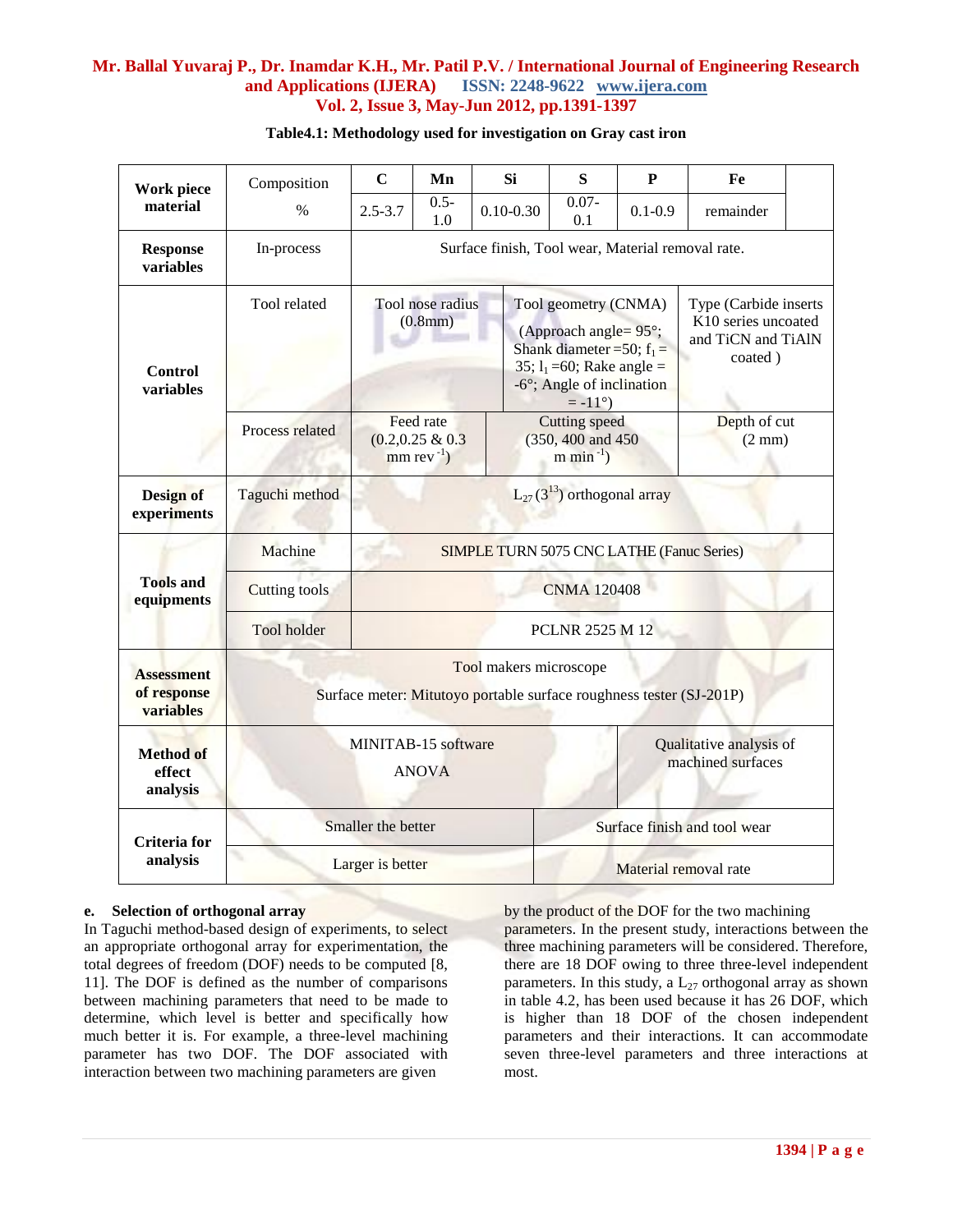**Table4.1: Methodology used for investigation on Gray cast iron**

| | | | | | | | | |
|---|---|---|---|---|---|---|---|---|
| **Work piece material** | Composition % | **C** | **Mn** | **Si** | **S** | **P** | **Fe** | |
| | | 2.5-3.7 | 0.5-1.0 | 0.10-0.30 | 0.07-0.1 | 0.1-0.9 | remainder | |
| **Response variables** | In-process | Surface finish, Tool wear, Material removal rate. | | | | | | |
| **Control variables** | Tool related | Tool nose radius (0.8mm) | | Tool geometry (CNMA) (Approach angle= 95°; Shank diameter =50; $f_1$ = 35; $l_1$ =60; Rake angle = -6°; Angle of inclination = -11°) | | | Type (Carbide inserts K10 series uncoated and TiCN and TiAlN coated ) | |
| | Process related | Feed rate (0.2,0.25 & 0.3 mm $rev^{-1}$) | | Cutting speed (350, 400 and 450 m $min^{-1}$) | | | Depth of cut (2 mm) | |
| **Design of experiments** | Taguchi method | $L_{27}(3^{13})$ orthogonal array | | | | | | |
| **Tools and equipments** | Machine | SIMPLE TURN 5075 CNC LATHE (Fanuc Series) | | | | | | |
| | Cutting tools | CNMA 120408 | | | | | | |
| | Tool holder | PCLNR 2525 M 12 | | | | | | |
| **Assessment of response variables** | Tool makers microscope<br>Surface meter: Mitutoyo portable surface roughness tester (SJ-201P) | | | | | | | |
| **Method of effect analysis** | MINITAB-15 software<br>ANOVA | | | | | Qualitative analysis of machined surfaces | | |
| **Criteria for analysis** | Smaller the better | | | | Surface finish and tool wear | | | |
| | Larger is better | | | | Material removal rate | | | |

**e. Selection of orthogonal array**

In Taguchi method-based design of experiments, to select an appropriate orthogonal array for experimentation, the total degrees of freedom (DOF) needs to be computed [8, 11]. The DOF is defined as the number of comparisons between machining parameters that need to be made to determine, which level is better and specifically how much better it is. For example, a three-level machining parameter has two DOF. The DOF associated with interaction between two machining parameters are given by the product of the DOF for the two machining parameters. In the present study, interactions between the three machining parameters will be considered. Therefore, there are 18 DOF owing to three three-level independent parameters. In this study, a $L_{27}$ orthogonal array as shown in table 4.2, has been used because it has 26 DOF, which is higher than 18 DOF of the chosen independent parameters and their interactions. It can accommodate seven three-level parameters and three interactions at most.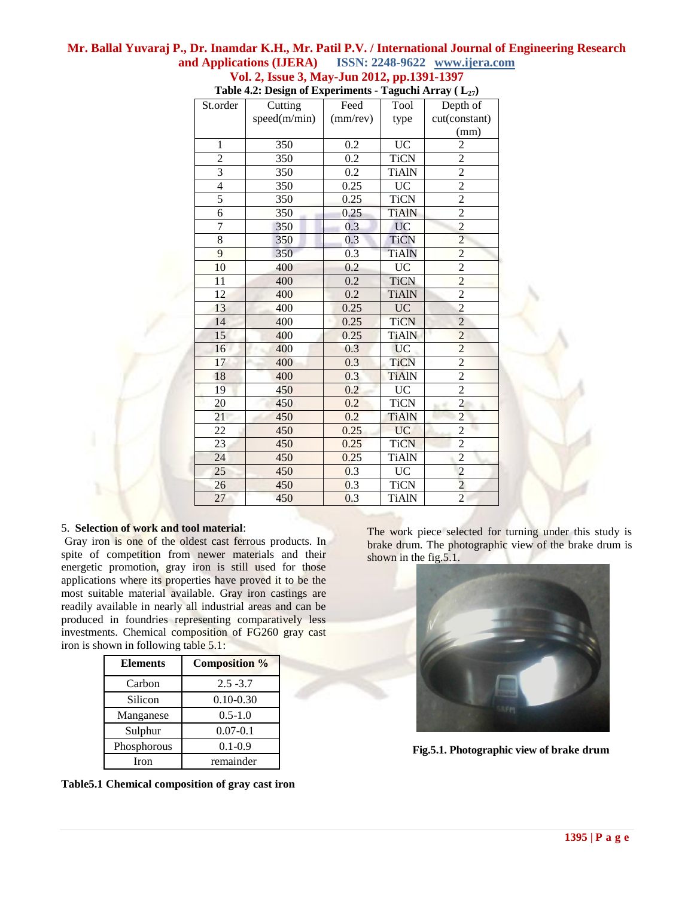**Table 4.2: Design of Experiments - Taguchi Array ( $L_{27}$)**

| St.order | Cutting speed(m/min) | Feed (mm/rev) | Tool type | Depth of cut(constant) (mm) |
|---|---|---|---|---|
| 1 | 350 | 0.2 | UC | 2 |
| 2 | 350 | 0.2 | TiCN | 2 |
| 3 | 350 | 0.2 | TiAlN | 2 |
| 4 | 350 | 0.25 | UC | 2 |
| 5 | 350 | 0.25 | TiCN | 2 |
| 6 | 350 | 0.25 | TiAlN | 2 |
| 7 | 350 | 0.3 | UC | 2 |
| 8 | 350 | 0.3 | TiCN | 2 |
| 9 | 350 | 0.3 | TiAlN | 2 |
| 10 | 400 | 0.2 | UC | 2 |
| 11 | 400 | 0.2 | TiCN | 2 |
| 12 | 400 | 0.2 | TiAlN | 2 |
| 13 | 400 | 0.25 | UC | 2 |
| 14 | 400 | 0.25 | TiCN | 2 |
| 15 | 400 | 0.25 | TiAlN | 2 |
| 16 | 400 | 0.3 | UC | 2 |
| 17 | 400 | 0.3 | TiCN | 2 |
| 18 | 400 | 0.3 | TiAlN | 2 |
| 19 | 450 | 0.2 | UC | 2 |
| 20 | 450 | 0.2 | TiCN | 2 |
| 21 | 450 | 0.2 | TiAlN | 2 |
| 22 | 450 | 0.25 | UC | 2 |
| 23 | 450 | 0.25 | TiCN | 2 |
| 24 | 450 | 0.25 | TiAlN | 2 |
| 25 | 450 | 0.3 | UC | 2 |
| 26 | 450 | 0.3 | TiCN | 2 |
| 27 | 450 | 0.3 | TiAlN | 2 |

5. **Selection of work and tool material**:

Gray iron is one of the oldest cast ferrous products. In spite of competition from newer materials and their energetic promotion, gray iron is still used for those applications where its properties have proved it to be the most suitable material available. Gray iron castings are readily available in nearly all industrial areas and can be produced in foundries representing comparatively less investments. Chemical composition of FG260 gray cast iron is shown in following table 5.1:

| Elements | Composition % |
|---|---|
| Carbon | 2.5 -3.7 |
| Silicon | 0.10-0.30 |
| Manganese | 0.5-1.0 |
| Sulphur | 0.07-0.1 |
| Phosphorous | 0.1-0.9 |
| Iron | remainder |

**Table5.1 Chemical composition of gray cast iron**

The work piece selected for turning under this study is brake drum. The photographic view of the brake drum is shown in the fig.5.1.

**Fig.5.1. Photographic view of brake drum**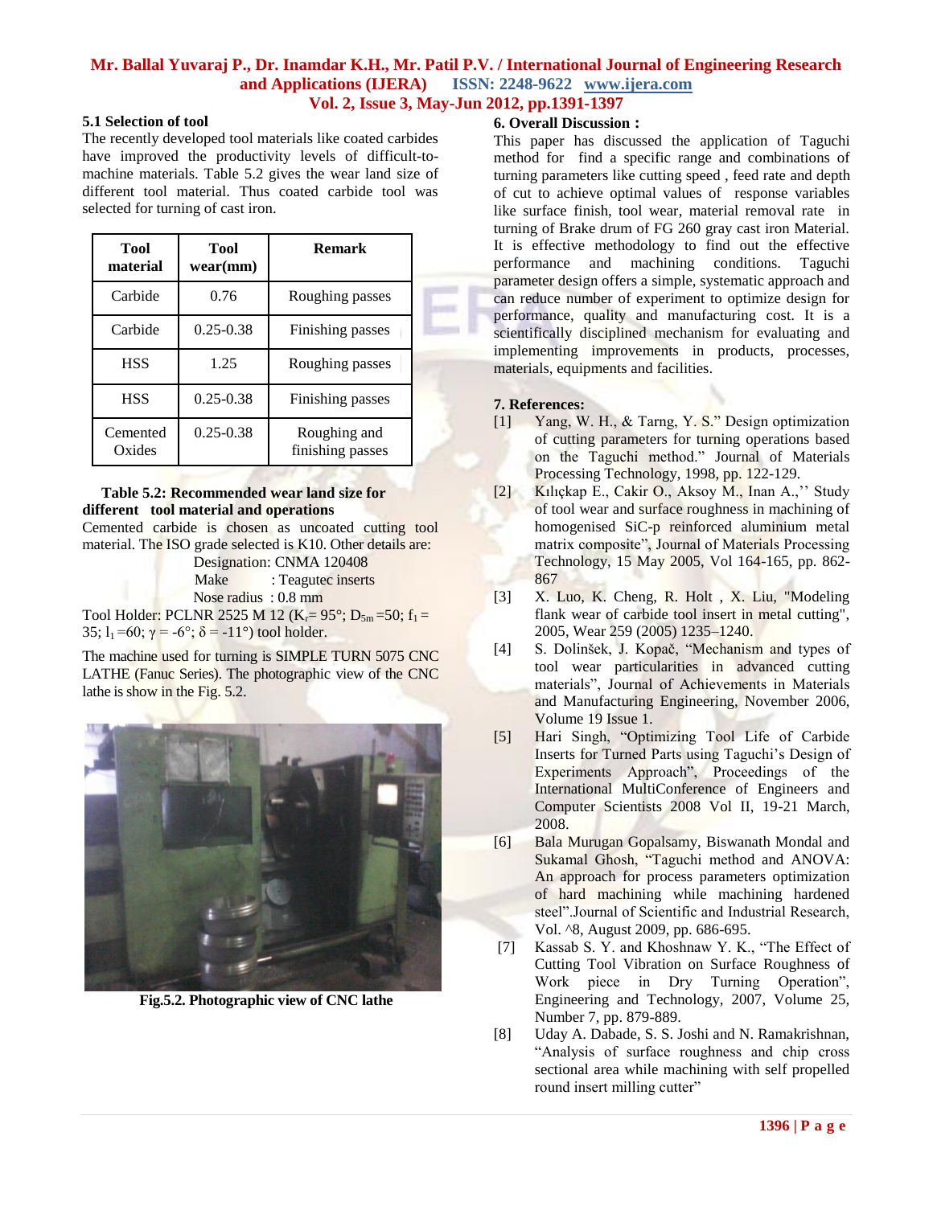### 5.1 Selection of tool

The recently developed tool materials like coated carbides have improved the productivity levels of difficult-to-machine materials. Table 5.2 gives the wear land size of different tool material. Thus coated carbide tool was selected for turning of cast iron.

| Tool material | Tool wear(mm) | Remark |
|---|---|---|
| Carbide | 0.76 | Roughing passes |
| Carbide | 0.25-0.38 | Finishing passes |
| HSS | 1.25 | Roughing passes |
| HSS | 0.25-0.38 | Finishing passes |
| Cemented Oxides | 0.25-0.38 | Roughing and finishing passes |

**Table 5.2: Recommended wear land size for different tool material and operations**

Cemented carbide is chosen as uncoated cutting tool material. The ISO grade selected is K10. Other details are:

Designation: CNMA 120408
Make : Teagutec inserts
Nose radius : 0.8 mm

Tool Holder: PCLNR 2525 M 12 ($K_r$= 95°; $D_{5m}$ =50; $f_1$ = 35; $l_1$ =60; $\gamma$ = -6°; $\delta$ = -11°) tool holder.

The machine used for turning is SIMPLE TURN 5075 CNC LATHE (Fanuc Series). The photographic view of the CNC lathe is show in the Fig. 5.2.

**Fig.5.2. Photographic view of CNC lathe**

### 6. Overall Discussion :

This paper has discussed the application of Taguchi method for find a specific range and combinations of turning parameters like cutting speed , feed rate and depth of cut to achieve optimal values of response variables like surface finish, tool wear, material removal rate in turning of Brake drum of FG 260 gray cast iron Material. It is effective methodology to find out the effective performance and machining conditions. Taguchi parameter design offers a simple, systematic approach and can reduce number of experiment to optimize design for performance, quality and manufacturing cost. It is a scientifically disciplined mechanism for evaluating and implementing improvements in products, processes, materials, equipments and facilities.

### 7. References:

[1] Yang, W. H., & Tarng, Y. S." Design optimization of cutting parameters for turning operations based on the Taguchi method." Journal of Materials Processing Technology, 1998, pp. 122-129.

[2] Kılıçkap E., Cakir O., Aksoy M., Inan A.,'' Study of tool wear and surface roughness in machining of homogenised SiC-p reinforced aluminium metal matrix composite", Journal of Materials Processing Technology, 15 May 2005, Vol 164-165, pp. 862-867

[3] X. Luo, K. Cheng, R. Holt , X. Liu, "Modeling flank wear of carbide tool insert in metal cutting", 2005, Wear 259 (2005) 1235–1240.

[4] S. Dolinšek, J. Kopač, "Mechanism and types of tool wear particularities in advanced cutting materials", Journal of Achievements in Materials and Manufacturing Engineering, November 2006, Volume 19 Issue 1.

[5] Hari Singh, "Optimizing Tool Life of Carbide Inserts for Turned Parts using Taguchi's Design of Experiments Approach", Proceedings of the International MultiConference of Engineers and Computer Scientists 2008 Vol II, 19-21 March, 2008.

[6] Bala Murugan Gopalsamy, Biswanath Mondal and Sukamal Ghosh, "Taguchi method and ANOVA: An approach for process parameters optimization of hard machining while machining hardened steel".Journal of Scientific and Industrial Research, Vol. ^8, August 2009, pp. 686-695.

[7] Kassab S. Y. and Khoshnaw Y. K., "The Effect of Cutting Tool Vibration on Surface Roughness of Work piece in Dry Turning Operation", Engineering and Technology, 2007, Volume 25, Number 7, pp. 879-889.

[8] Uday A. Dabade, S. S. Joshi and N. Ramakrishnan, "Analysis of surface roughness and chip cross sectional area while machining with self propelled round insert milling cutter"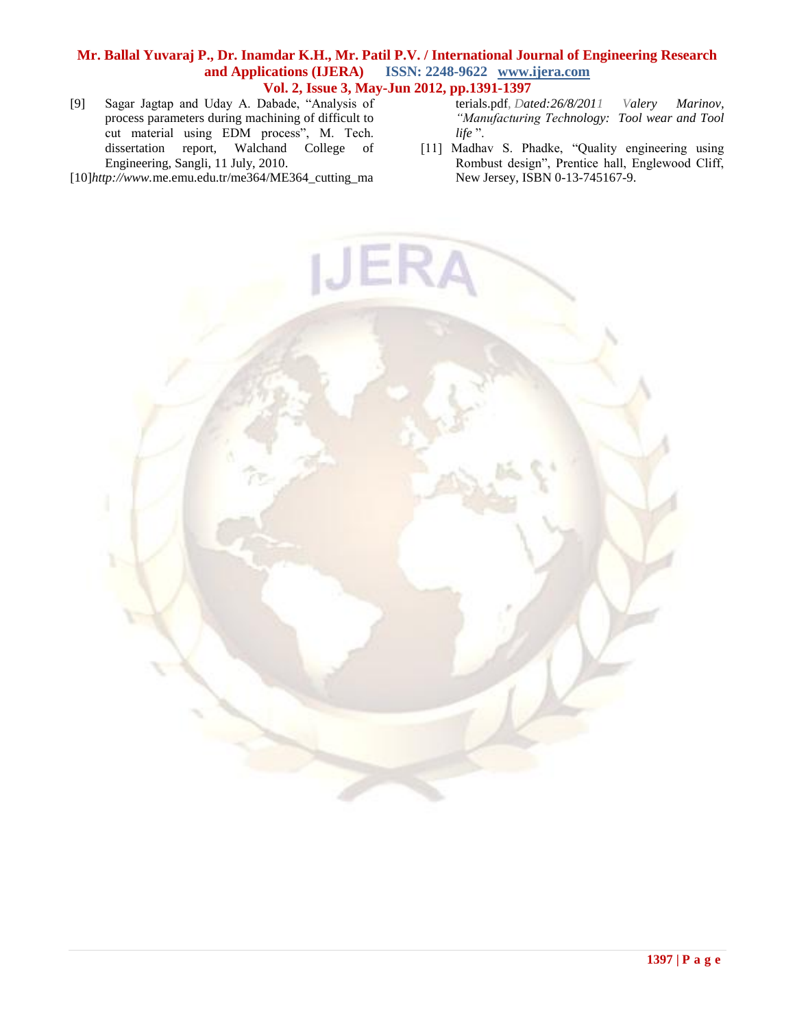[9] Sagar Jagtap and Uday A. Dabade, "Analysis of process parameters during machining of difficult to cut material using EDM process", M. Tech. dissertation report, Walchand College of Engineering, Sangli, 11 July, 2010.

[10] *http://www.*me.emu.edu.tr/me364/ME364_cutting_materials.pdf, *Dated:26/8/2011 Valery Marinov, "Manufacturing Technology: Tool wear and Tool life".*

[11] Madhav S. Phadke, "Quality engineering using Rombust design", Prentice hall, Englewood Cliff, New Jersey, ISBN 0-13-745167-9.